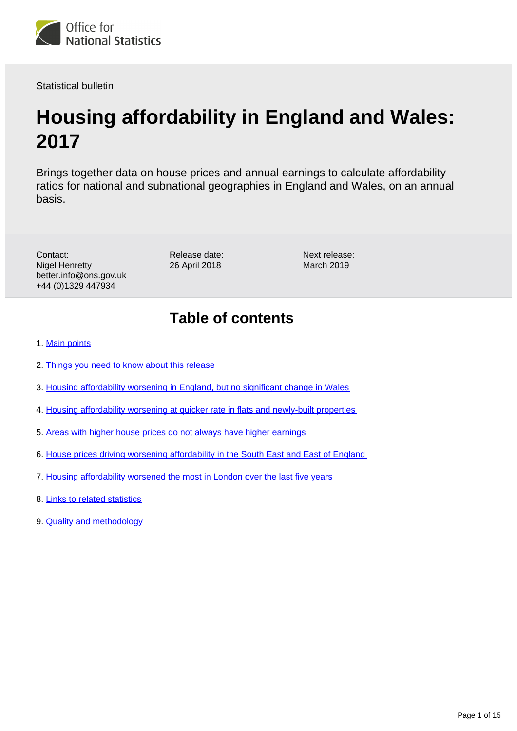Office for National Statistics

Statistical bulletin

# Housing affordability in England and Wales: 2017

Brings together data on house prices and annual earnings to calculate affordability ratios for national and subnational geographies in England and Wales, on an annual basis.

Contact:
Nigel Henretty
better.info@ons.gov.uk
+44 (0)1329 447934

Release date:
26 April 2018

Next release:
March 2019

## Table of contents

1. Main points
2. Things you need to know about this release
3. Housing affordability worsening in England, but no significant change in Wales
4. Housing affordability worsening at quicker rate in flats and newly-built properties
5. Areas with higher house prices do not always have higher earnings
6. House prices driving worsening affordability in the South East and East of England
7. Housing affordability worsened the most in London over the last five years
8. Links to related statistics
9. Quality and methodology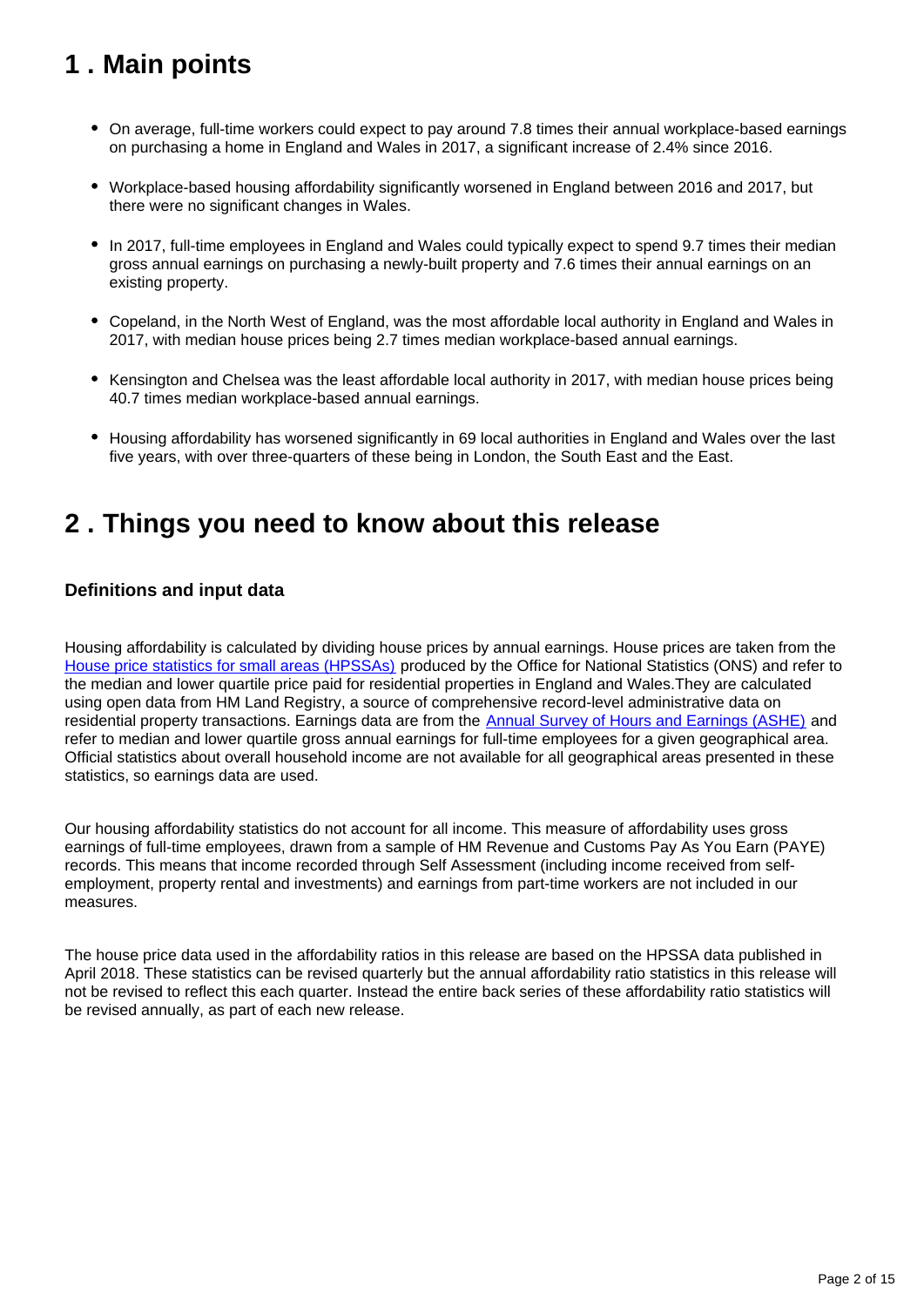## 1 . Main points

- On average, full-time workers could expect to pay around 7.8 times their annual workplace-based earnings on purchasing a home in England and Wales in 2017, a significant increase of 2.4% since 2016.
- Workplace-based housing affordability significantly worsened in England between 2016 and 2017, but there were no significant changes in Wales.
- In 2017, full-time employees in England and Wales could typically expect to spend 9.7 times their median gross annual earnings on purchasing a newly-built property and 7.6 times their annual earnings on an existing property.
- Copeland, in the North West of England, was the most affordable local authority in England and Wales in 2017, with median house prices being 2.7 times median workplace-based annual earnings.
- Kensington and Chelsea was the least affordable local authority in 2017, with median house prices being 40.7 times median workplace-based annual earnings.
- Housing affordability has worsened significantly in 69 local authorities in England and Wales over the last five years, with over three-quarters of these being in London, the South East and the East.

## 2 . Things you need to know about this release

### Definitions and input data

Housing affordability is calculated by dividing house prices by annual earnings. House prices are taken from the House price statistics for small areas (HPSSAs) produced by the Office for National Statistics (ONS) and refer to the median and lower quartile price paid for residential properties in England and Wales.They are calculated using open data from HM Land Registry, a source of comprehensive record-level administrative data on residential property transactions. Earnings data are from the Annual Survey of Hours and Earnings (ASHE) and refer to median and lower quartile gross annual earnings for full-time employees for a given geographical area. Official statistics about overall household income are not available for all geographical areas presented in these statistics, so earnings data are used.

Our housing affordability statistics do not account for all income. This measure of affordability uses gross earnings of full-time employees, drawn from a sample of HM Revenue and Customs Pay As You Earn (PAYE) records. This means that income recorded through Self Assessment (including income received from self-employment, property rental and investments) and earnings from part-time workers are not included in our measures.

The house price data used in the affordability ratios in this release are based on the HPSSA data published in April 2018. These statistics can be revised quarterly but the annual affordability ratio statistics in this release will not be revised to reflect this each quarter. Instead the entire back series of these affordability ratio statistics will be revised annually, as part of each new release.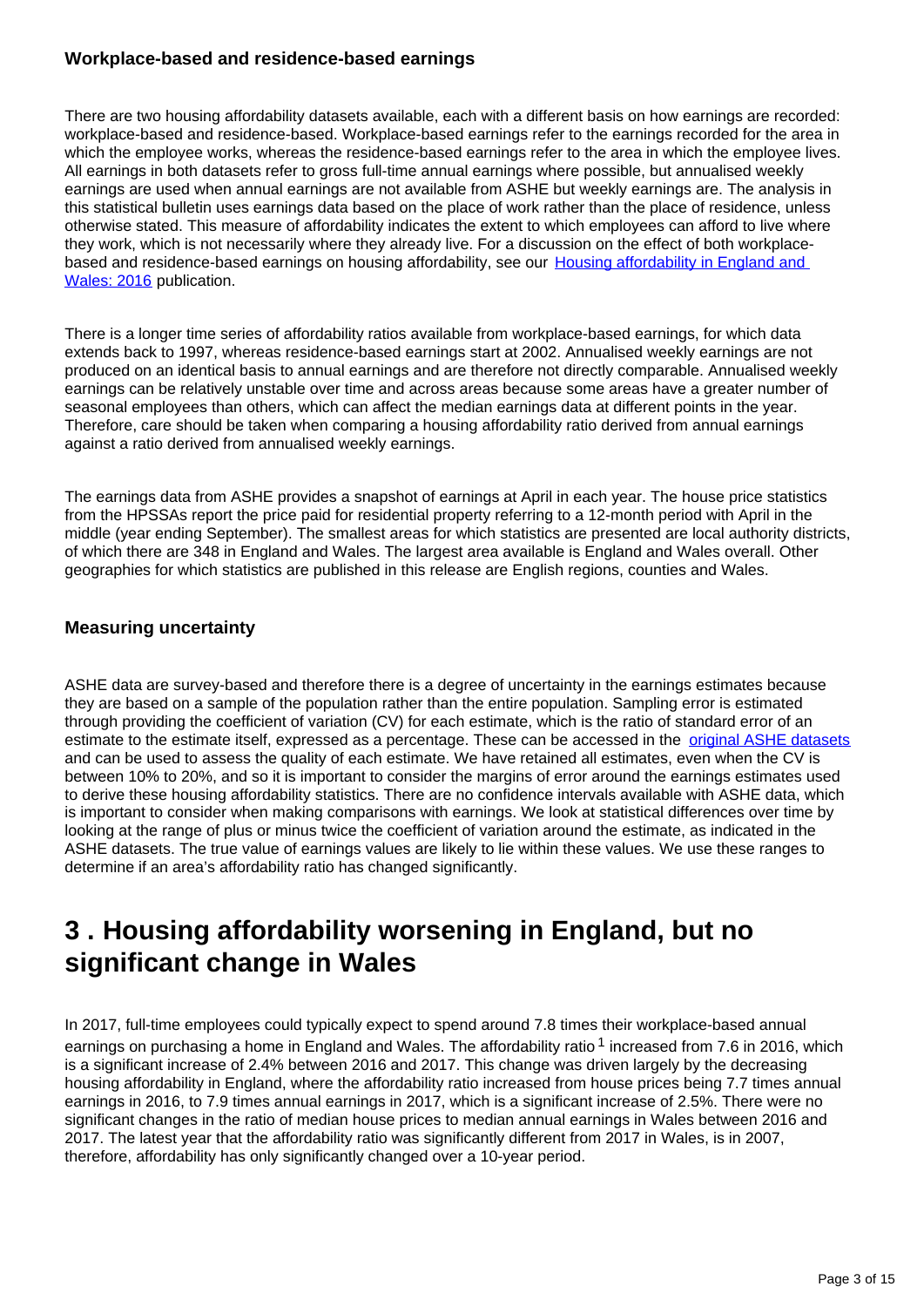### Workplace-based and residence-based earnings

There are two housing affordability datasets available, each with a different basis on how earnings are recorded: workplace-based and residence-based. Workplace-based earnings refer to the earnings recorded for the area in which the employee works, whereas the residence-based earnings refer to the area in which the employee lives. All earnings in both datasets refer to gross full-time annual earnings where possible, but annualised weekly earnings are used when annual earnings are not available from ASHE but weekly earnings are. The analysis in this statistical bulletin uses earnings data based on the place of work rather than the place of residence, unless otherwise stated. This measure of affordability indicates the extent to which employees can afford to live where they work, which is not necessarily where they already live. For a discussion on the effect of both workplace-based and residence-based earnings on housing affordability, see our Housing affordability in England and Wales: 2016 publication.

There is a longer time series of affordability ratios available from workplace-based earnings, for which data extends back to 1997, whereas residence-based earnings start at 2002. Annualised weekly earnings are not produced on an identical basis to annual earnings and are therefore not directly comparable. Annualised weekly earnings can be relatively unstable over time and across areas because some areas have a greater number of seasonal employees than others, which can affect the median earnings data at different points in the year. Therefore, care should be taken when comparing a housing affordability ratio derived from annual earnings against a ratio derived from annualised weekly earnings.

The earnings data from ASHE provides a snapshot of earnings at April in each year. The house price statistics from the HPSSAs report the price paid for residential property referring to a 12-month period with April in the middle (year ending September). The smallest areas for which statistics are presented are local authority districts, of which there are 348 in England and Wales. The largest area available is England and Wales overall. Other geographies for which statistics are published in this release are English regions, counties and Wales.

### Measuring uncertainty

ASHE data are survey-based and therefore there is a degree of uncertainty in the earnings estimates because they are based on a sample of the population rather than the entire population. Sampling error is estimated through providing the coefficient of variation (CV) for each estimate, which is the ratio of standard error of an estimate to the estimate itself, expressed as a percentage. These can be accessed in the original ASHE datasets and can be used to assess the quality of each estimate. We have retained all estimates, even when the CV is between 10% to 20%, and so it is important to consider the margins of error around the earnings estimates used to derive these housing affordability statistics. There are no confidence intervals available with ASHE data, which is important to consider when making comparisons with earnings. We look at statistical differences over time by looking at the range of plus or minus twice the coefficient of variation around the estimate, as indicated in the ASHE datasets. The true value of earnings values are likely to lie within these values. We use these ranges to determine if an area's affordability ratio has changed significantly.

## 3 . Housing affordability worsening in England, but no significant change in Wales

In 2017, full-time employees could typically expect to spend around 7.8 times their workplace-based annual earnings on purchasing a home in England and Wales. The affordability ratio[1] increased from 7.6 in 2016, which is a significant increase of 2.4% between 2016 and 2017. This change was driven largely by the decreasing housing affordability in England, where the affordability ratio increased from house prices being 7.7 times annual earnings in 2016, to 7.9 times annual earnings in 2017, which is a significant increase of 2.5%. There were no significant changes in the ratio of median house prices to median annual earnings in Wales between 2016 and 2017. The latest year that the affordability ratio was significantly different from 2017 in Wales, is in 2007, therefore, affordability has only significantly changed over a 10-year period.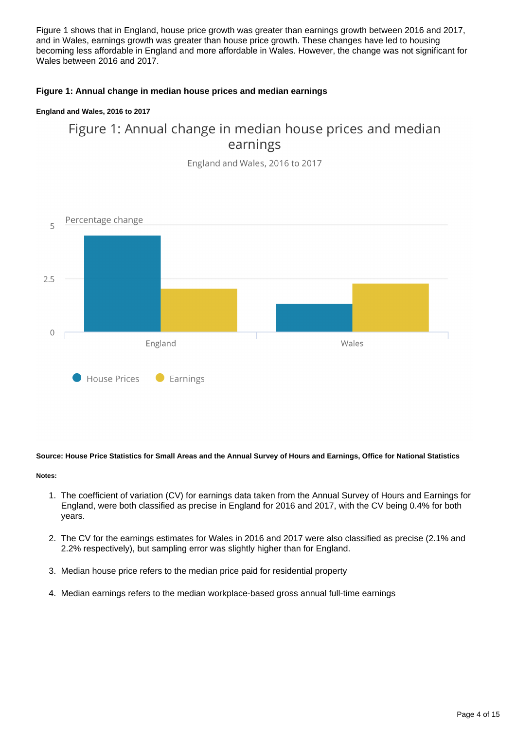Figure 1 shows that in England, house price growth was greater than earnings growth between 2016 and 2017, and in Wales, earnings growth was greater than house price growth. These changes have led to housing becoming less affordable in England and more affordable in Wales. However, the change was not significant for Wales between 2016 and 2017.

**Figure 1: Annual change in median house prices and median earnings**

**England and Wales, 2016 to 2017**

Figure 1: Annual change in median house prices and median earnings

England and Wales, 2016 to 2017

Percentage change

5

2.5

0

England

Wales

House Prices

Earnings

**Source: House Price Statistics for Small Areas and the Annual Survey of Hours and Earnings, Office for National Statistics**

**Notes:**

1. The coefficient of variation (CV) for earnings data taken from the Annual Survey of Hours and Earnings for England, were both classified as precise in England for 2016 and 2017, with the CV being 0.4% for both years.

2. The CV for the earnings estimates for Wales in 2016 and 2017 were also classified as precise (2.1% and 2.2% respectively), but sampling error was slightly higher than for England.

3. Median house price refers to the median price paid for residential property

4. Median earnings refers to the median workplace-based gross annual full-time earnings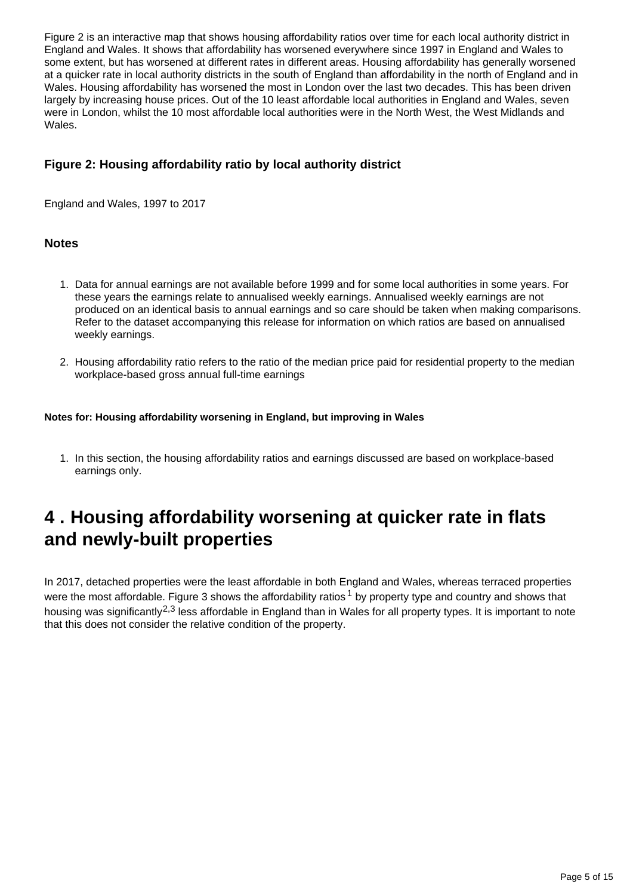Figure 2 is an interactive map that shows housing affordability ratios over time for each local authority district in England and Wales. It shows that affordability has worsened everywhere since 1997 in England and Wales to some extent, but has worsened at different rates in different areas. Housing affordability has generally worsened at a quicker rate in local authority districts in the south of England than affordability in the north of England and in Wales. Housing affordability has worsened the most in London over the last two decades. This has been driven largely by increasing house prices. Out of the 10 least affordable local authorities in England and Wales, seven were in London, whilst the 10 most affordable local authorities were in the North West, the West Midlands and Wales.

### Figure 2: Housing affordability ratio by local authority district

England and Wales, 1997 to 2017

### Notes

1. Data for annual earnings are not available before 1999 and for some local authorities in some years. For these years the earnings relate to annualised weekly earnings. Annualised weekly earnings are not produced on an identical basis to annual earnings and so care should be taken when making comparisons. Refer to the dataset accompanying this release for information on which ratios are based on annualised weekly earnings.

2. Housing affordability ratio refers to the ratio of the median price paid for residential property to the median workplace-based gross annual full-time earnings

**Notes for: Housing affordability worsening in England, but improving in Wales**

1. In this section, the housing affordability ratios and earnings discussed are based on workplace-based earnings only.

# 4 . Housing affordability worsening at quicker rate in flats and newly-built properties

In 2017, detached properties were the least affordable in both England and Wales, whereas terraced properties were the most affordable. Figure 3 shows the affordability ratios [1] by property type and country and shows that housing was significantly [2,3] less affordable in England than in Wales for all property types. It is important to note that this does not consider the relative condition of the property.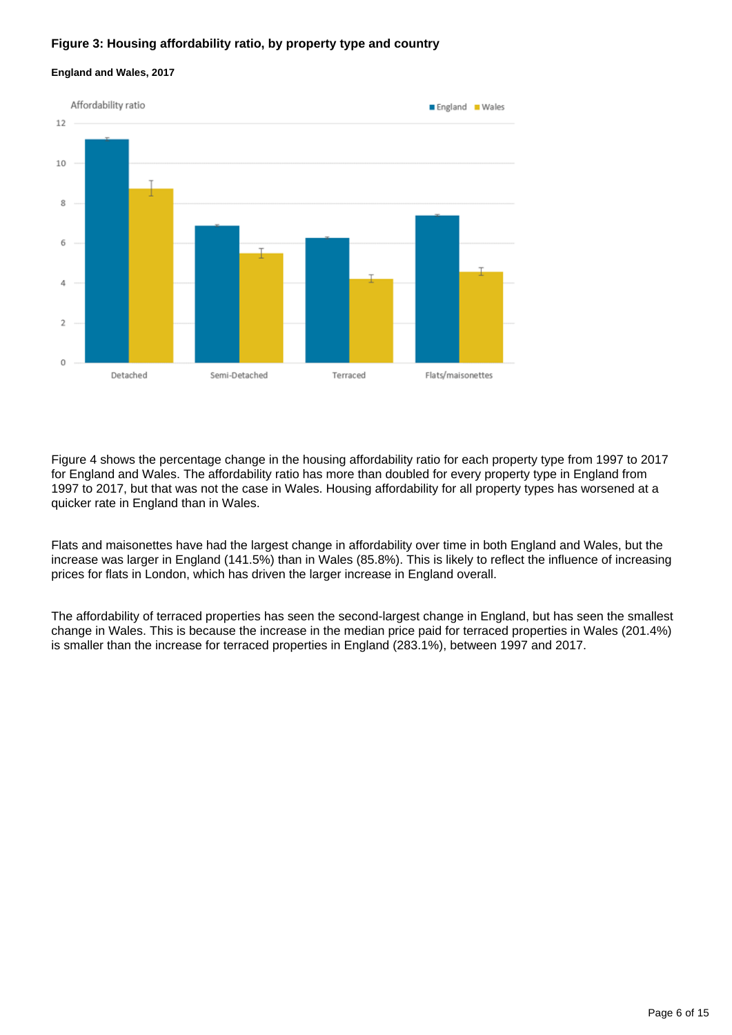**Figure 3: Housing affordability ratio, by property type and country**

**England and Wales, 2017**

Figure 4 shows the percentage change in the housing affordability ratio for each property type from 1997 to 2017 for England and Wales. The affordability ratio has more than doubled for every property type in England from 1997 to 2017, but that was not the case in Wales. Housing affordability for all property types has worsened at a quicker rate in England than in Wales.

Flats and maisonettes have had the largest change in affordability over time in both England and Wales, but the increase was larger in England (141.5%) than in Wales (85.8%). This is likely to reflect the influence of increasing prices for flats in London, which has driven the larger increase in England overall.

The affordability of terraced properties has seen the second-largest change in England, but has seen the smallest change in Wales. This is because the increase in the median price paid for terraced properties in Wales (201.4%) is smaller than the increase for terraced properties in England (283.1%), between 1997 and 2017.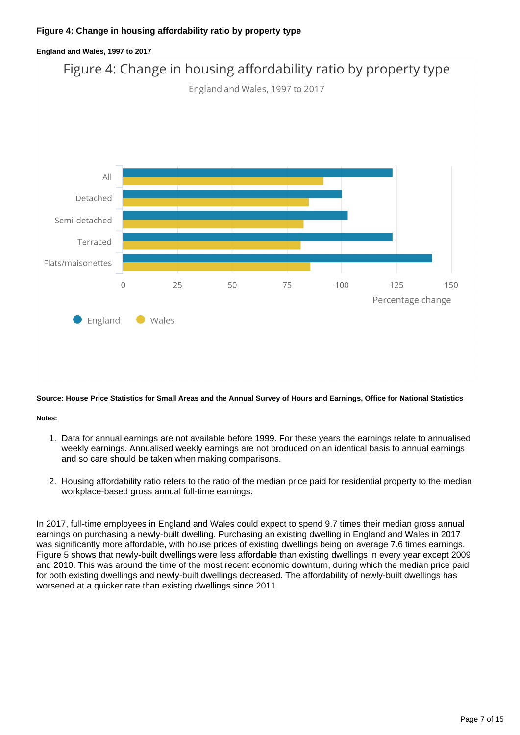**Figure 4: Change in housing affordability ratio by property type**

**England and Wales, 1997 to 2017**

**Source: House Price Statistics for Small Areas and the Annual Survey of Hours and Earnings, Office for National Statistics**

**Notes:**

1. Data for annual earnings are not available before 1999. For these years the earnings relate to annualised weekly earnings. Annualised weekly earnings are not produced on an identical basis to annual earnings and so care should be taken when making comparisons.

2. Housing affordability ratio refers to the ratio of the median price paid for residential property to the median workplace-based gross annual full-time earnings.

In 2017, full-time employees in England and Wales could expect to spend 9.7 times their median gross annual earnings on purchasing a newly-built dwelling. Purchasing an existing dwelling in England and Wales in 2017 was significantly more affordable, with house prices of existing dwellings being on average 7.6 times earnings. Figure 5 shows that newly-built dwellings were less affordable than existing dwellings in every year except 2009 and 2010. This was around the time of the most recent economic downturn, during which the median price paid for both existing dwellings and newly-built dwellings decreased. The affordability of newly-built dwellings has worsened at a quicker rate than existing dwellings since 2011.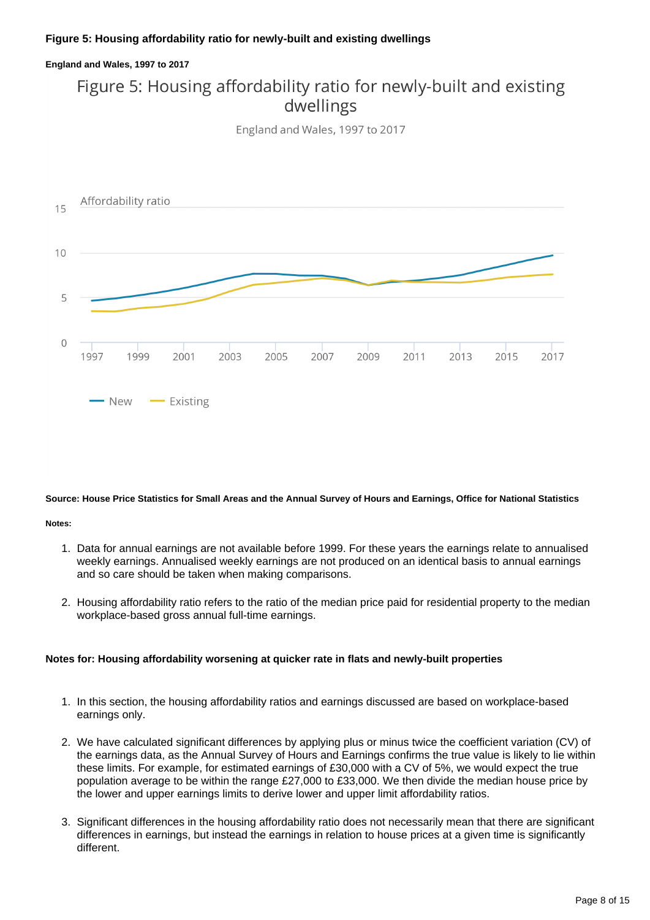**Figure 5: Housing affordability ratio for newly-built and existing dwellings**

**England and Wales, 1997 to 2017**

**Source: House Price Statistics for Small Areas and the Annual Survey of Hours and Earnings, Office for National Statistics**

**Notes:**

1. Data for annual earnings are not available before 1999. For these years the earnings relate to annualised weekly earnings. Annualised weekly earnings are not produced on an identical basis to annual earnings and so care should be taken when making comparisons.

2. Housing affordability ratio refers to the ratio of the median price paid for residential property to the median workplace-based gross annual full-time earnings.

**Notes for: Housing affordability worsening at quicker rate in flats and newly-built properties**

1. In this section, the housing affordability ratios and earnings discussed are based on workplace-based earnings only.

2. We have calculated significant differences by applying plus or minus twice the coefficient variation (CV) of the earnings data, as the Annual Survey of Hours and Earnings confirms the true value is likely to lie within these limits. For example, for estimated earnings of £30,000 with a CV of 5%, we would expect the true population average to be within the range £27,000 to £33,000. We then divide the median house price by the lower and upper earnings limits to derive lower and upper limit affordability ratios.

3. Significant differences in the housing affordability ratio does not necessarily mean that there are significant differences in earnings, but instead the earnings in relation to house prices at a given time is significantly different.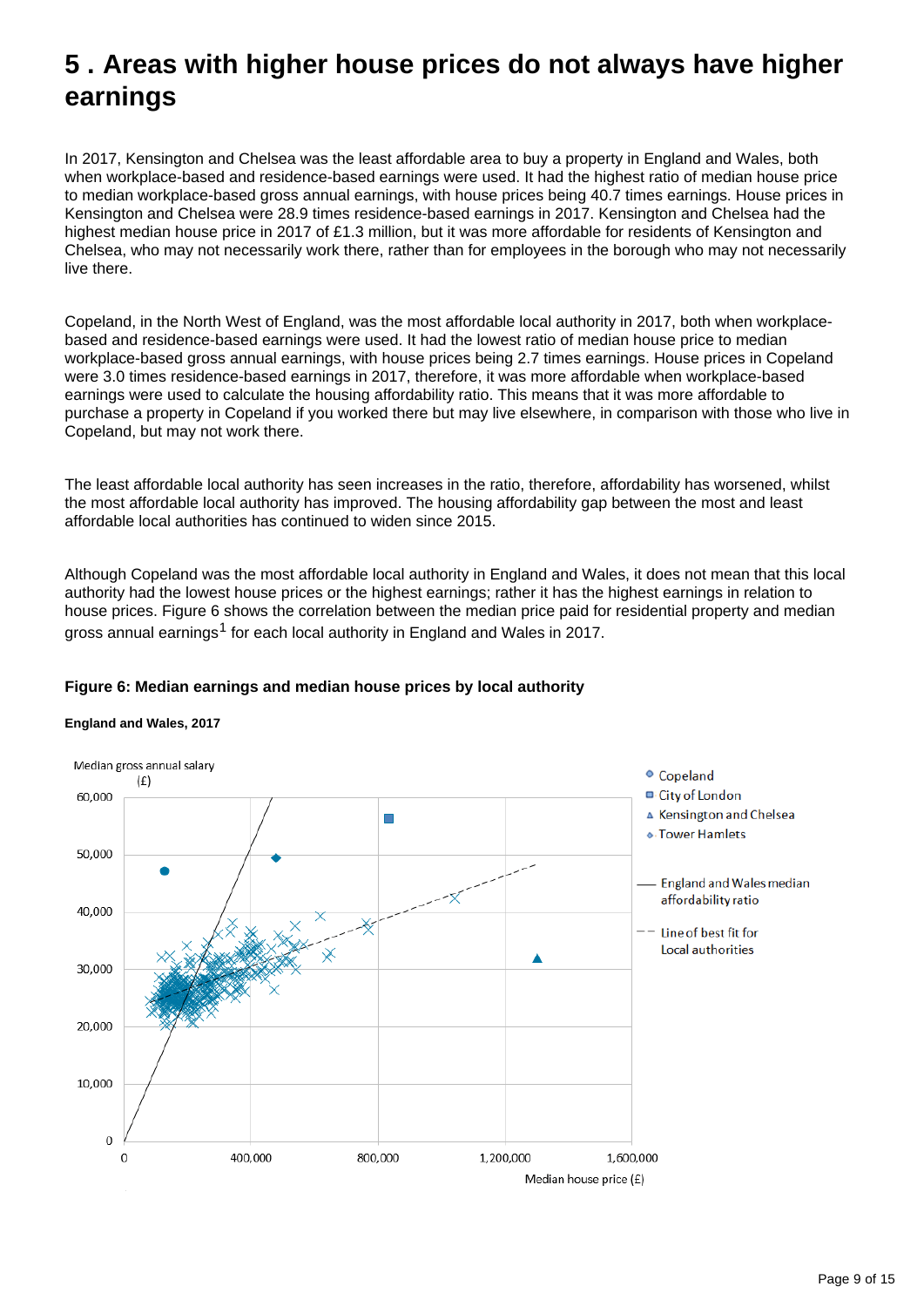# 5 . Areas with higher house prices do not always have higher earnings

In 2017, Kensington and Chelsea was the least affordable area to buy a property in England and Wales, both when workplace-based and residence-based earnings were used. It had the highest ratio of median house price to median workplace-based gross annual earnings, with house prices being 40.7 times earnings. House prices in Kensington and Chelsea were 28.9 times residence-based earnings in 2017. Kensington and Chelsea had the highest median house price in 2017 of £1.3 million, but it was more affordable for residents of Kensington and Chelsea, who may not necessarily work there, rather than for employees in the borough who may not necessarily live there.

Copeland, in the North West of England, was the most affordable local authority in 2017, both when workplace-based and residence-based earnings were used. It had the lowest ratio of median house price to median workplace-based gross annual earnings, with house prices being 2.7 times earnings. House prices in Copeland were 3.0 times residence-based earnings in 2017, therefore, it was more affordable when workplace-based earnings were used to calculate the housing affordability ratio. This means that it was more affordable to purchase a property in Copeland if you worked there but may live elsewhere, in comparison with those who live in Copeland, but may not work there.

The least affordable local authority has seen increases in the ratio, therefore, affordability has worsened, whilst the most affordable local authority has improved. The housing affordability gap between the most and least affordable local authorities has continued to widen since 2015.

Although Copeland was the most affordable local authority in England and Wales, it does not mean that this local authority had the lowest house prices or the highest earnings; rather it has the highest earnings in relation to house prices. Figure 6 shows the correlation between the median price paid for residential property and median gross annual earnings[1] for each local authority in England and Wales in 2017.

**Figure 6: Median earnings and median house prices by local authority**

**England and Wales, 2017**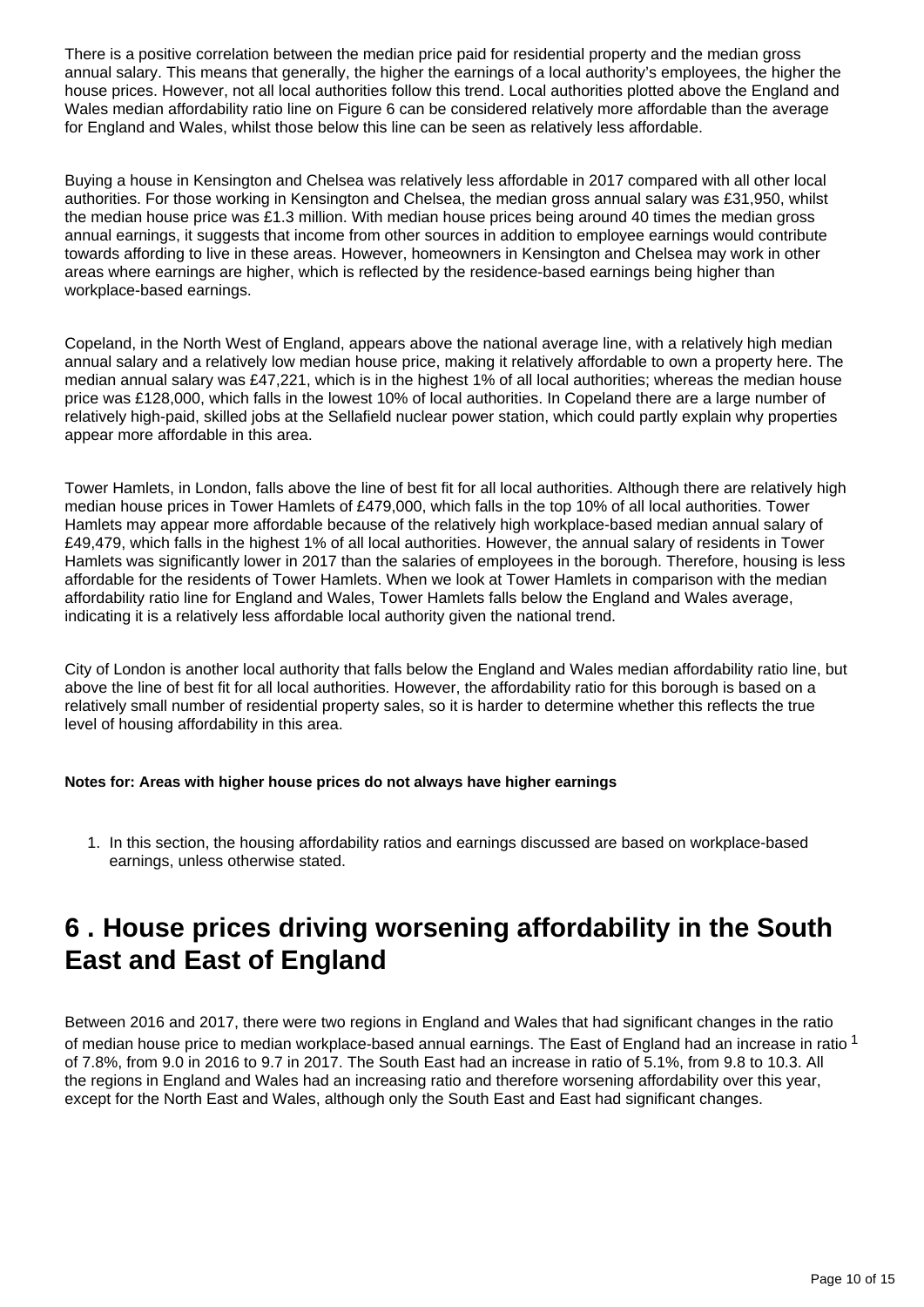There is a positive correlation between the median price paid for residential property and the median gross annual salary. This means that generally, the higher the earnings of a local authority's employees, the higher the house prices. However, not all local authorities follow this trend. Local authorities plotted above the England and Wales median affordability ratio line on Figure 6 can be considered relatively more affordable than the average for England and Wales, whilst those below this line can be seen as relatively less affordable.

Buying a house in Kensington and Chelsea was relatively less affordable in 2017 compared with all other local authorities. For those working in Kensington and Chelsea, the median gross annual salary was £31,950, whilst the median house price was £1.3 million. With median house prices being around 40 times the median gross annual earnings, it suggests that income from other sources in addition to employee earnings would contribute towards affording to live in these areas. However, homeowners in Kensington and Chelsea may work in other areas where earnings are higher, which is reflected by the residence-based earnings being higher than workplace-based earnings.

Copeland, in the North West of England, appears above the national average line, with a relatively high median annual salary and a relatively low median house price, making it relatively affordable to own a property here. The median annual salary was £47,221, which is in the highest 1% of all local authorities; whereas the median house price was £128,000, which falls in the lowest 10% of local authorities. In Copeland there are a large number of relatively high-paid, skilled jobs at the Sellafield nuclear power station, which could partly explain why properties appear more affordable in this area.

Tower Hamlets, in London, falls above the line of best fit for all local authorities. Although there are relatively high median house prices in Tower Hamlets of £479,000, which falls in the top 10% of all local authorities. Tower Hamlets may appear more affordable because of the relatively high workplace-based median annual salary of £49,479, which falls in the highest 1% of all local authorities. However, the annual salary of residents in Tower Hamlets was significantly lower in 2017 than the salaries of employees in the borough. Therefore, housing is less affordable for the residents of Tower Hamlets. When we look at Tower Hamlets in comparison with the median affordability ratio line for England and Wales, Tower Hamlets falls below the England and Wales average, indicating it is a relatively less affordable local authority given the national trend.

City of London is another local authority that falls below the England and Wales median affordability ratio line, but above the line of best fit for all local authorities. However, the affordability ratio for this borough is based on a relatively small number of residential property sales, so it is harder to determine whether this reflects the true level of housing affordability in this area.

**Notes for: Areas with higher house prices do not always have higher earnings**

1. In this section, the housing affordability ratios and earnings discussed are based on workplace-based earnings, unless otherwise stated.

# 6 . House prices driving worsening affordability in the South East and East of England

Between 2016 and 2017, there were two regions in England and Wales that had significant changes in the ratio of median house price to median workplace-based annual earnings. The East of England had an increase in ratio [1] of 7.8%, from 9.0 in 2016 to 9.7 in 2017. The South East had an increase in ratio of 5.1%, from 9.8 to 10.3. All the regions in England and Wales had an increasing ratio and therefore worsening affordability over this year, except for the North East and Wales, although only the South East and East had significant changes.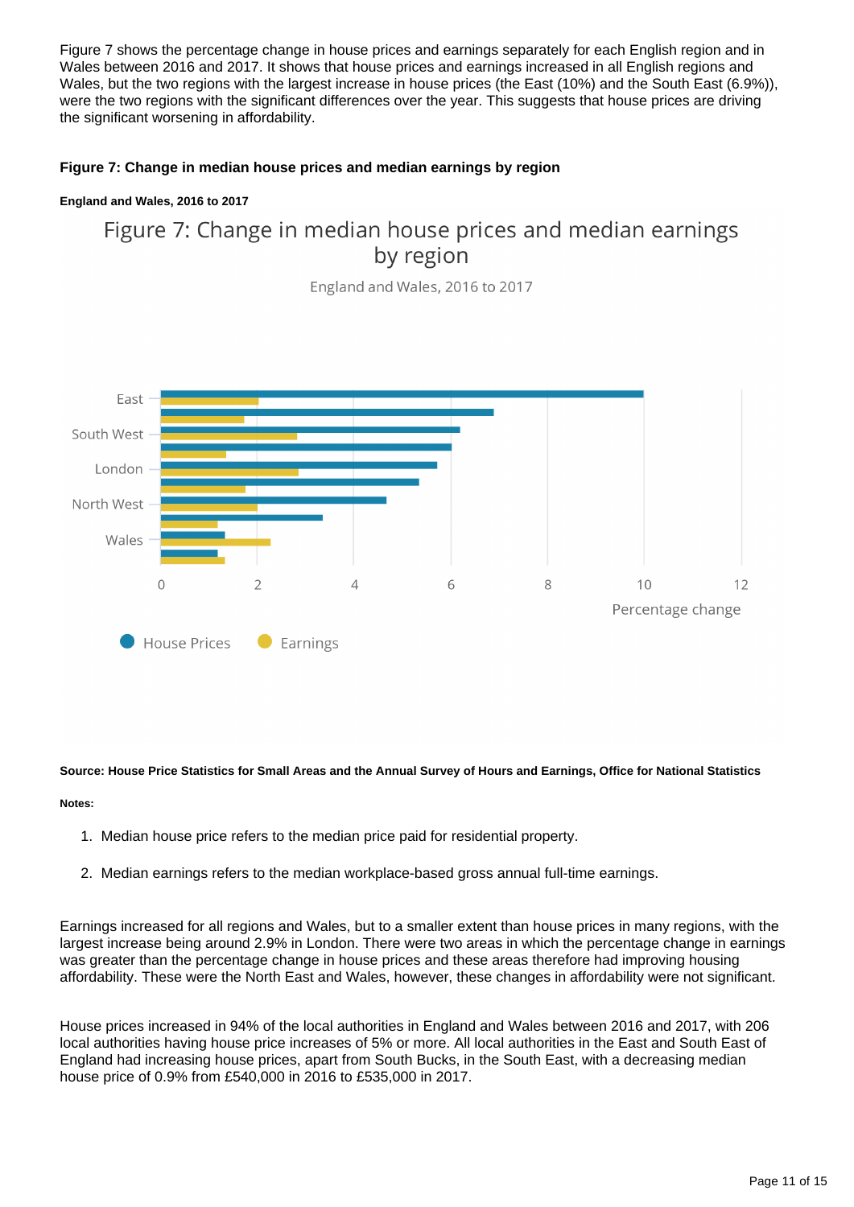Figure 7 shows the percentage change in house prices and earnings separately for each English region and in Wales between 2016 and 2017. It shows that house prices and earnings increased in all English regions and Wales, but the two regions with the largest increase in house prices (the East (10%) and the South East (6.9%)), were the two regions with the significant differences over the year. This suggests that house prices are driving the significant worsening in affordability.

**Figure 7: Change in median house prices and median earnings by region**

**England and Wales, 2016 to 2017**

Figure 7: Change in median house prices and median earnings by region

England and Wales, 2016 to 2017

East

South West

London

North West

Wales

0 2 4 6 8 10 12

Percentage change

House Prices Earnings

**Source: House Price Statistics for Small Areas and the Annual Survey of Hours and Earnings, Office for National Statistics**

**Notes:**

1. Median house price refers to the median price paid for residential property.
2. Median earnings refers to the median workplace-based gross annual full-time earnings.

Earnings increased for all regions and Wales, but to a smaller extent than house prices in many regions, with the largest increase being around 2.9% in London. There were two areas in which the percentage change in earnings was greater than the percentage change in house prices and these areas therefore had improving housing affordability. These were the North East and Wales, however, these changes in affordability were not significant.

House prices increased in 94% of the local authorities in England and Wales between 2016 and 2017, with 206 local authorities having house price increases of 5% or more. All local authorities in the East and South East of England had increasing house prices, apart from South Bucks, in the South East, with a decreasing median house price of 0.9% from £540,000 in 2016 to £535,000 in 2017.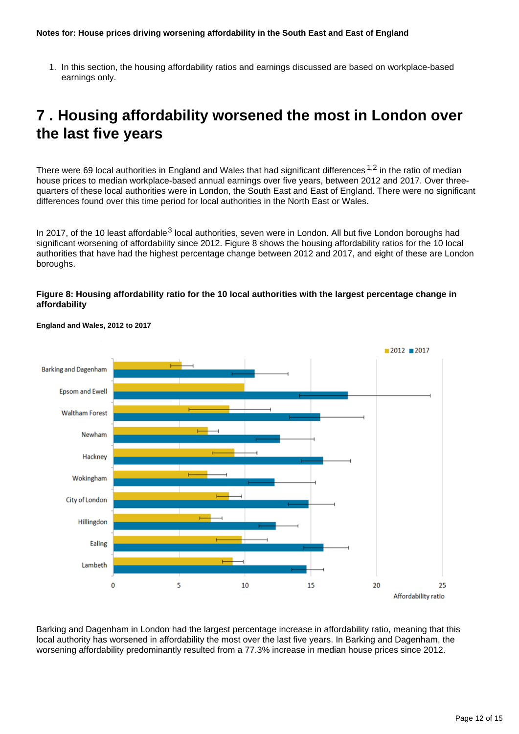**Notes for: House prices driving worsening affordability in the South East and East of England**

1. In this section, the housing affordability ratios and earnings discussed are based on workplace-based earnings only.

# 7 . Housing affordability worsened the most in London over the last five years

There were 69 local authorities in England and Wales that had significant differences [1,2] in the ratio of median house prices to median workplace-based annual earnings over five years, between 2012 and 2017. Over three-quarters of these local authorities were in London, the South East and East of England. There were no significant differences found over this time period for local authorities in the North East or Wales.

In 2017, of the 10 least affordable [3] local authorities, seven were in London. All but five London boroughs had significant worsening of affordability since 2012. Figure 8 shows the housing affordability ratios for the 10 local authorities that have had the highest percentage change between 2012 and 2017, and eight of these are London boroughs.

**Figure 8: Housing affordability ratio for the 10 local authorities with the largest percentage change in affordability**

**England and Wales, 2012 to 2017**

Barking and Dagenham in London had the largest percentage increase in affordability ratio, meaning that this local authority has worsened in affordability the most over the last five years. In Barking and Dagenham, the worsening affordability predominantly resulted from a 77.3% increase in median house prices since 2012.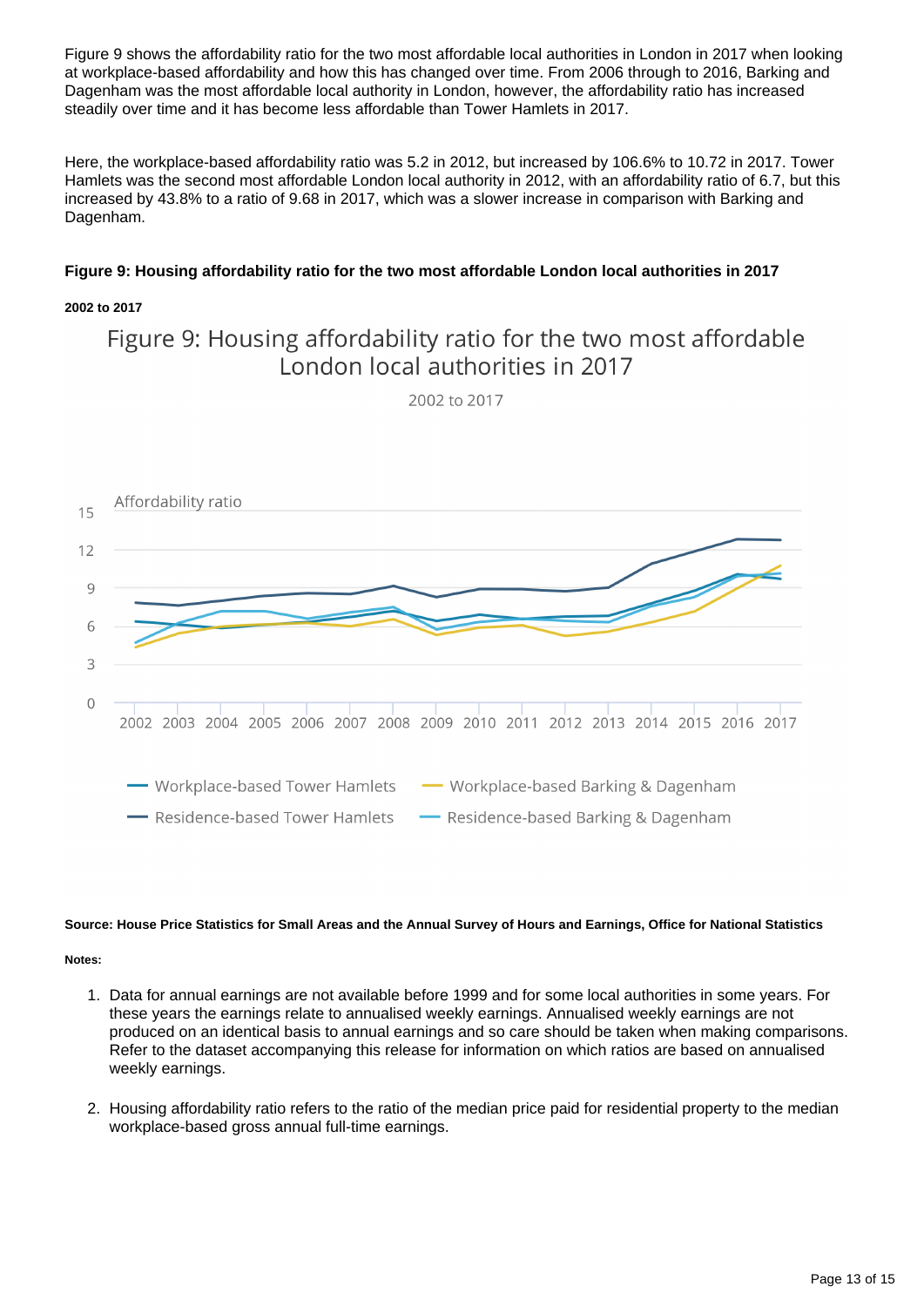Figure 9 shows the affordability ratio for the two most affordable local authorities in London in 2017 when looking at workplace-based affordability and how this has changed over time. From 2006 through to 2016, Barking and Dagenham was the most affordable local authority in London, however, the affordability ratio has increased steadily over time and it has become less affordable than Tower Hamlets in 2017.

Here, the workplace-based affordability ratio was 5.2 in 2012, but increased by 106.6% to 10.72 in 2017. Tower Hamlets was the second most affordable London local authority in 2012, with an affordability ratio of 6.7, but this increased by 43.8% to a ratio of 9.68 in 2017, which was a slower increase in comparison with Barking and Dagenham.

**Figure 9: Housing affordability ratio for the two most affordable London local authorities in 2017**

**2002 to 2017**

**Source: House Price Statistics for Small Areas and the Annual Survey of Hours and Earnings, Office for National Statistics**

**Notes:**

1. Data for annual earnings are not available before 1999 and for some local authorities in some years. For these years the earnings relate to annualised weekly earnings. Annualised weekly earnings are not produced on an identical basis to annual earnings and so care should be taken when making comparisons. Refer to the dataset accompanying this release for information on which ratios are based on annualised weekly earnings.

2. Housing affordability ratio refers to the ratio of the median price paid for residential property to the median workplace-based gross annual full-time earnings.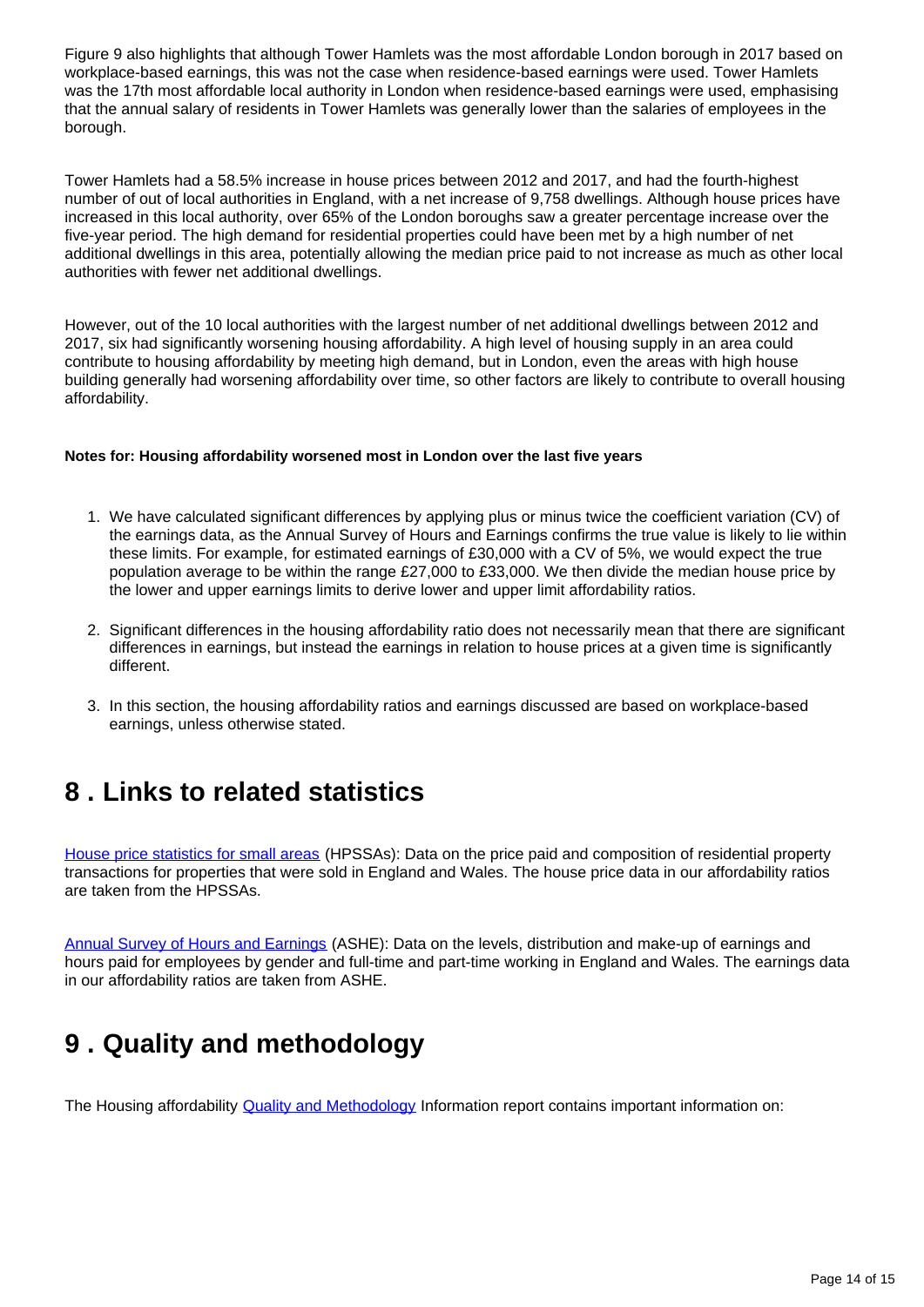Figure 9 also highlights that although Tower Hamlets was the most affordable London borough in 2017 based on workplace-based earnings, this was not the case when residence-based earnings were used. Tower Hamlets was the 17th most affordable local authority in London when residence-based earnings were used, emphasising that the annual salary of residents in Tower Hamlets was generally lower than the salaries of employees in the borough.

Tower Hamlets had a 58.5% increase in house prices between 2012 and 2017, and had the fourth-highest number of out of local authorities in England, with a net increase of 9,758 dwellings. Although house prices have increased in this local authority, over 65% of the London boroughs saw a greater percentage increase over the five-year period. The high demand for residential properties could have been met by a high number of net additional dwellings in this area, potentially allowing the median price paid to not increase as much as other local authorities with fewer net additional dwellings.

However, out of the 10 local authorities with the largest number of net additional dwellings between 2012 and 2017, six had significantly worsening housing affordability. A high level of housing supply in an area could contribute to housing affordability by meeting high demand, but in London, even the areas with high house building generally had worsening affordability over time, so other factors are likely to contribute to overall housing affordability.

**Notes for: Housing affordability worsened most in London over the last five years**

1. We have calculated significant differences by applying plus or minus twice the coefficient variation (CV) of the earnings data, as the Annual Survey of Hours and Earnings confirms the true value is likely to lie within these limits. For example, for estimated earnings of £30,000 with a CV of 5%, we would expect the true population average to be within the range £27,000 to £33,000. We then divide the median house price by the lower and upper earnings limits to derive lower and upper limit affordability ratios.

2. Significant differences in the housing affordability ratio does not necessarily mean that there are significant differences in earnings, but instead the earnings in relation to house prices at a given time is significantly different.

3. In this section, the housing affordability ratios and earnings discussed are based on workplace-based earnings, unless otherwise stated.

# 8 . Links to related statistics

House price statistics for small areas (HPSSAs): Data on the price paid and composition of residential property transactions for properties that were sold in England and Wales. The house price data in our affordability ratios are taken from the HPSSAs.

Annual Survey of Hours and Earnings (ASHE): Data on the levels, distribution and make-up of earnings and hours paid for employees by gender and full-time and part-time working in England and Wales. The earnings data in our affordability ratios are taken from ASHE.

# 9 . Quality and methodology

The Housing affordability Quality and Methodology Information report contains important information on: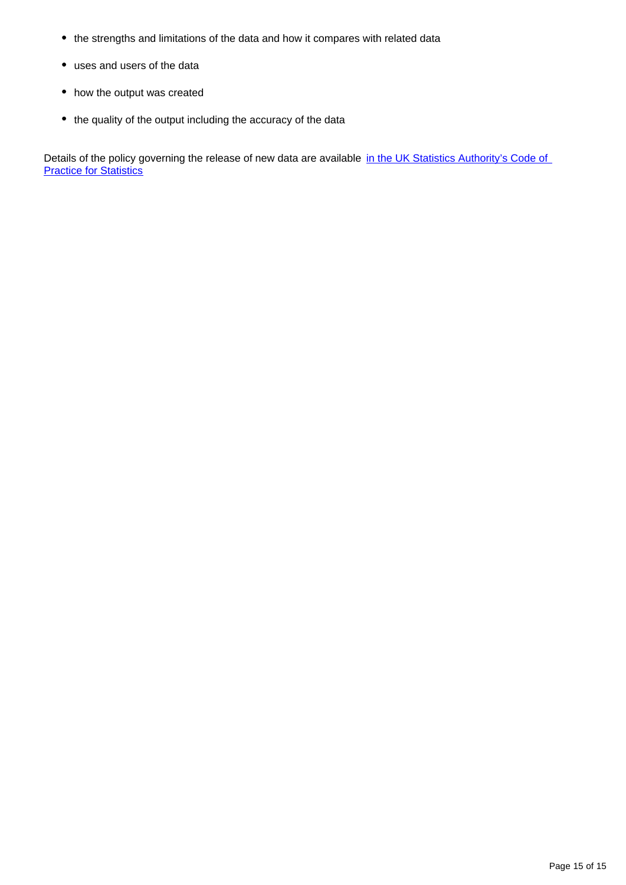- the strengths and limitations of the data and how it compares with related data
- uses and users of the data
- how the output was created
- the quality of the output including the accuracy of the data

Details of the policy governing the release of new data are available [in the UK Statistics Authority's Code of Practice for Statistics]